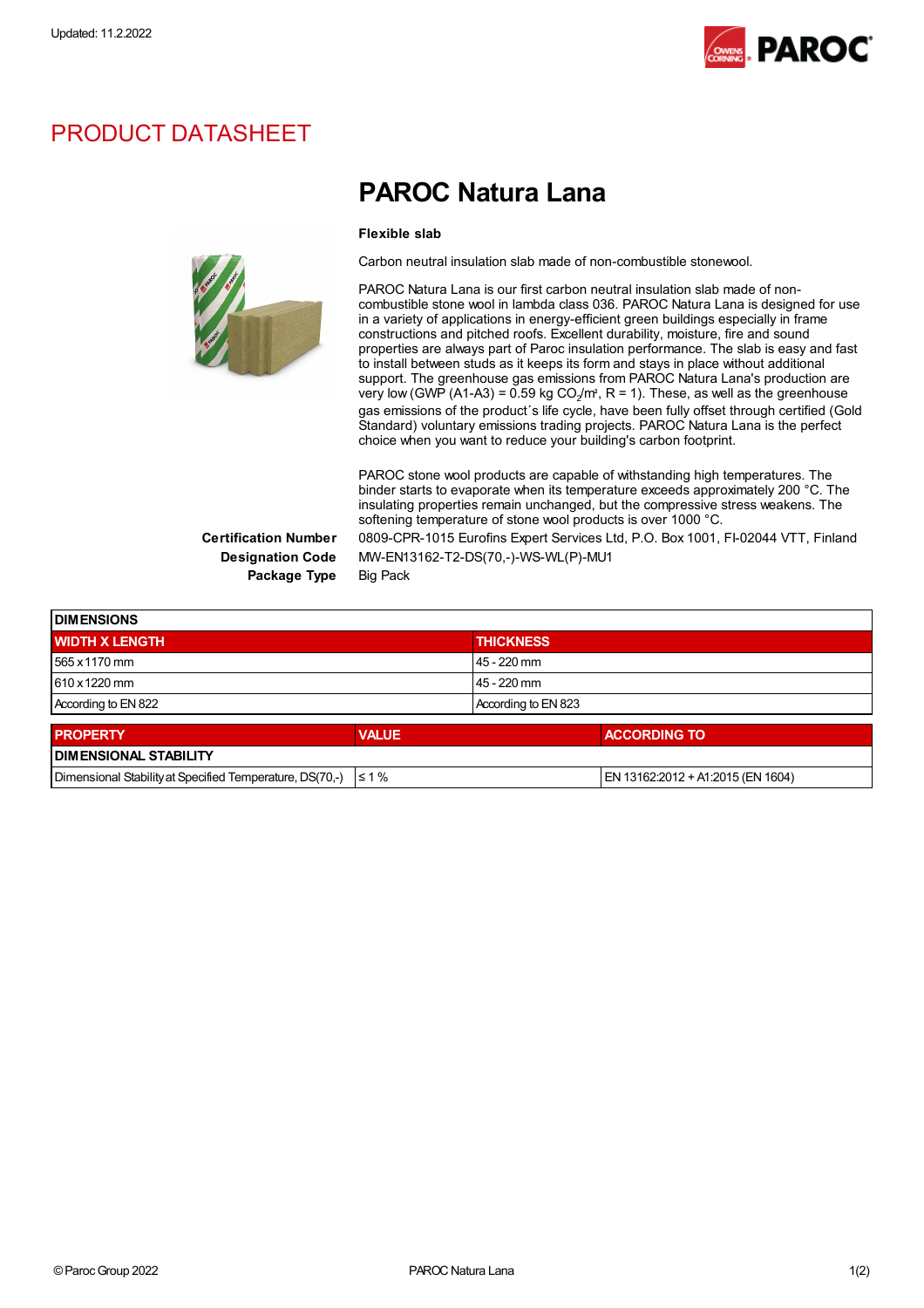Updated: 11.2.2022

# PRODUCT DATASHEET

## PAROC Natura Lana

**Flexible slab**

Carbon neutral insulation slab made of non-combustible stonewool.

PAROC Natura Lana is our first carbon neutral insulation slab made of non-combustible stone wool in lambda class 036. PAROC Natura Lana is designed for use in a variety of applications in energy-efficient green buildings especially in frame constructions and pitched roofs. Excellent durability, moisture, fire and sound properties are always part of Paroc insulation performance. The slab is easy and fast to install between studs as it keeps its form and stays in place without additional support. The greenhouse gas emissions from PAROC Natura Lana's production are very low (GWP (A1-A3) = 0.59 kg $CO_2$/m², R = 1). These, as well as the greenhouse gas emissions of the product´s life cycle, have been fully offset through certified (Gold Standard) voluntary emissions trading projects. PAROC Natura Lana is the perfect choice when you want to reduce your building's carbon footprint.

PAROC stone wool products are capable of withstanding high temperatures. The binder starts to evaporate when its temperature exceeds approximately 200 °C. The insulating properties remain unchanged, but the compressive stress weakens. The softening temperature of stone wool products is over 1000 °C.

**Certification Number** 0809-CPR-1015 Eurofins Expert Services Ltd, P.O. Box 1001, FI-02044 VTT, Finland

**Designation Code** MW-EN13162-T2-DS(70,-)-WS-WL(P)-MU1

**Package Type** Big Pack

| DIMENSIONS | |
|---|---|
| **WIDTH X LENGTH** | **THICKNESS** |
| 565 x 1170 mm | 45 - 220 mm |
| 610 x 1220 mm | 45 - 220 mm |
| According to EN 822 | According to EN 823 |

| PROPERTY | VALUE | ACCORDING TO |
|---|---|---|
| **DIMENSIONAL STABILITY** | | |
| Dimensional Stability at Specified Temperature, DS(70,-) | ≤ 1 % | EN 13162:2012 + A1:2015 (EN 1604) |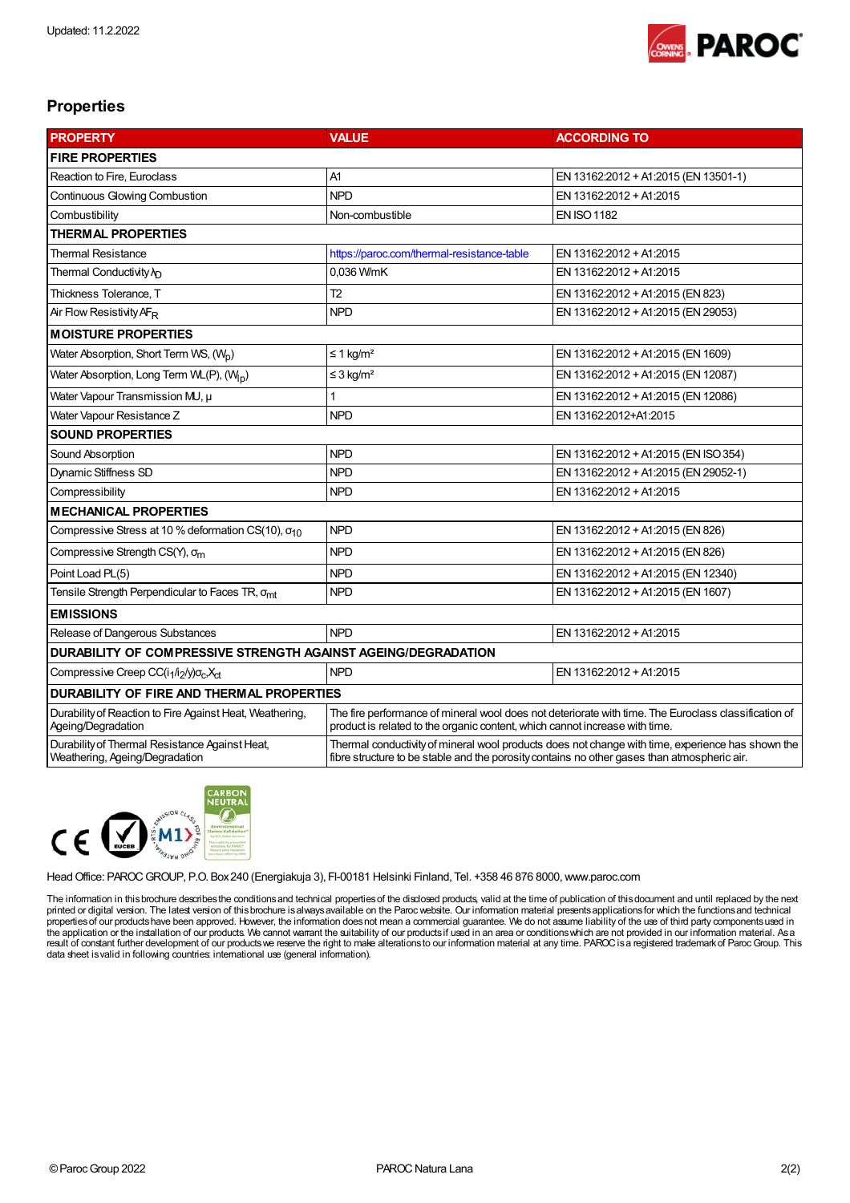Updated: 11.2.2022

## Properties

| PROPERTY | VALUE | ACCORDING TO |
|---|---|---|
| **FIRE PROPERTIES** | | |
| Reaction to Fire, Euroclass | A1 | EN 13162:2012 + A1:2015 (EN 13501-1) |
| Continuous Glowing Combustion | NPD | EN 13162:2012 + A1:2015 |
| Combustibility | Non-combustible | EN ISO 1182 |
| **THERMAL PROPERTIES** | | |
| Thermal Resistance | https://paroc.com/thermal-resistance-table | EN 13162:2012 + A1:2015 |
| Thermal Conductivity $\lambda_D$ | 0,036 W/mK | EN 13162:2012 + A1:2015 |
| Thickness Tolerance, T | T2 | EN 13162:2012 + A1:2015 (EN 823) |
| Air Flow Resistivity $AF_R$ | NPD | EN 13162:2012 + A1:2015 (EN 29053) |
| **MOISTURE PROPERTIES** | | |
| Water Absorption, Short Term WS, ($W_p$) | ≤ 1 kg/m² | EN 13162:2012 + A1:2015 (EN 1609) |
| Water Absorption, Long Term WL(P), ($W_{lp}$) | ≤ 3 kg/m² | EN 13162:2012 + A1:2015 (EN 12087) |
| Water Vapour Transmission MU, μ | 1 | EN 13162:2012 + A1:2015 (EN 12086) |
| Water Vapour Resistance Z | NPD | EN 13162:2012+A1:2015 |
| **SOUND PROPERTIES** | | |
| Sound Absorption | NPD | EN 13162:2012 + A1:2015 (EN ISO 354) |
| Dynamic Stiffness SD | NPD | EN 13162:2012 + A1:2015 (EN 29052-1) |
| Compressibility | NPD | EN 13162:2012 + A1:2015 |
| **MECHANICAL PROPERTIES** | | |
| Compressive Stress at 10 % deformation CS(10), $\sigma_{10}$ | NPD | EN 13162:2012 + A1:2015 (EN 826) |
| Compressive Strength CS(Y), $\sigma_m$ | NPD | EN 13162:2012 + A1:2015 (EN 826) |
| Point Load PL(5) | NPD | EN 13162:2012 + A1:2015 (EN 12340) |
| Tensile Strength Perpendicular to Faces TR, $\sigma_{mt}$ | NPD | EN 13162:2012 + A1:2015 (EN 1607) |
| **EMISSIONS** | | |
| Release of Dangerous Substances | NPD | EN 13162:2012 + A1:2015 |
| **DURABILITY OF COMPRESSIVE STRENGTH AGAINST AGEING/DEGRADATION** | | |
| Compressive Creep $CC(i_1/i_2/y)\sigma_c X_{ct}$ | NPD | EN 13162:2012 + A1:2015 |
| **DURABILITY OF FIRE AND THERMAL PROPERTIES** | | |
| Durability of Reaction to Fire Against Heat, Weathering, Ageing/Degradation | The fire performance of mineral wool does not deteriorate with time. The Euroclass classification of product is related to the organic content, which cannot increase with time. | |
| Durability of Thermal Resistance Against Heat, Weathering, Ageing/Degradation | Thermal conductivity of mineral wool products does not change with time, experience has shown the fibre structure to be stable and the porosity contains no other gases than atmospheric air. | |

Head Office: PAROC GROUP, P.O. Box 240 (Energiakuja 3), FI-00181 Helsinki Finland, Tel. +358 46 876 8000, www.paroc.com

The information in this brochure describes the conditions and technical properties of the disclosed products, valid at the time of publication of this document and until replaced by the next printed or digital version. The latest version of this brochure is always available on the Paroc website. Our information material presents applications for which the functions and technical properties of our products have been approved. However, the information does not mean a commercial guarantee. We do not assume liability of the use of third party components used in the application or the installation of our products. We cannot warrant the suitability of our products if used in an area or conditions which are not provided in our information material. As a result of constant further development of our products we reserve the right to make alterations to our information material at any time. PAROC is a registered trademark of Paroc Group. This data sheet is valid in following countries: international use (general information).

© Paroc Group 2022 PAROC Natura Lana